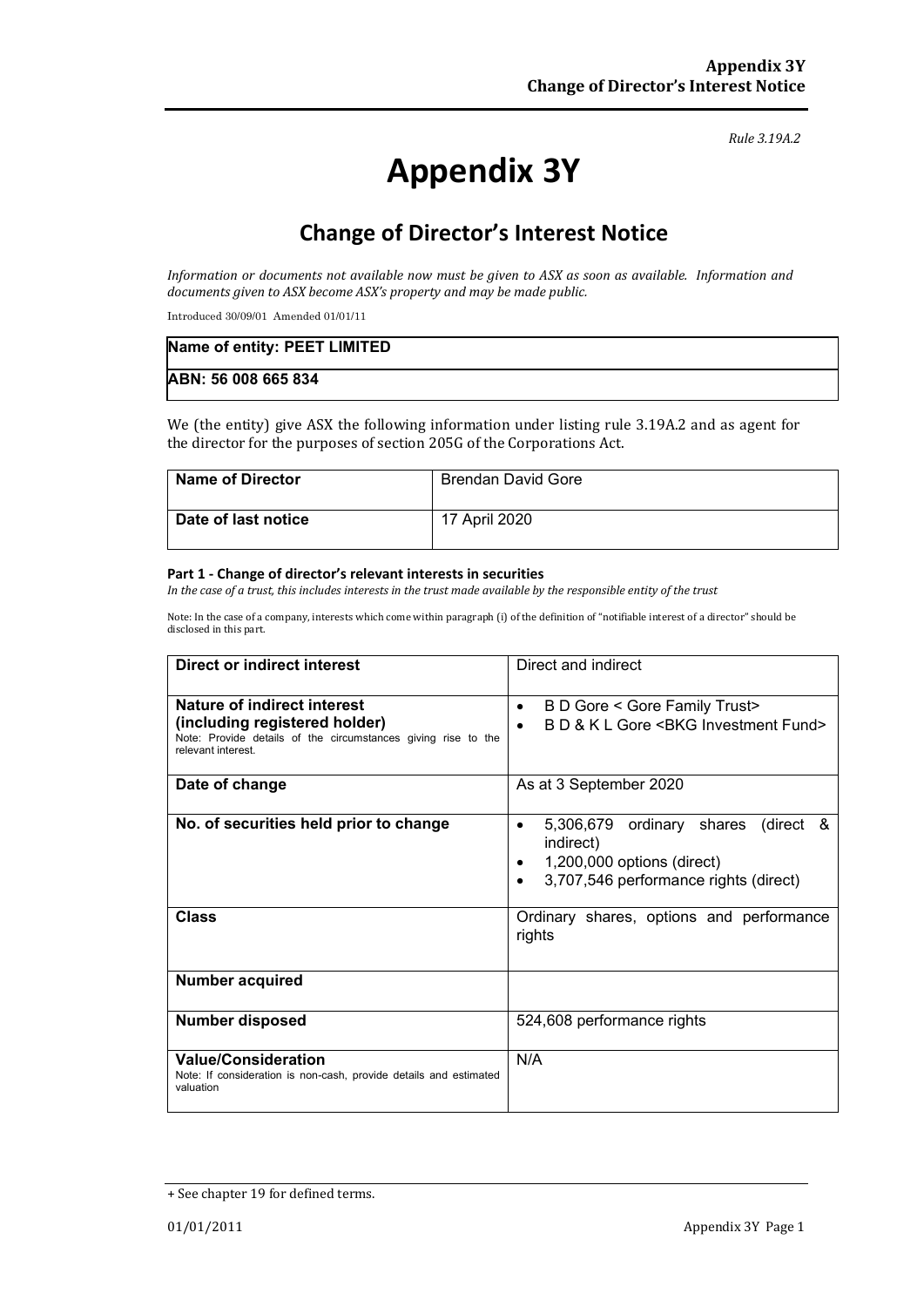*Rule 3.19A.2*

# Appendix 3Y

## Change of Director's Interest Notice

*Information or documents not available now must be given to ASX as soon as available. Information and documents given to ASX become ASX's property and may be made public.*

Introduced 30/09/01 Amended 01/01/11

| Name of entity: PEET LIMITED |
|---|
| ABN: 56 008 665 834 |

We (the entity) give ASX the following information under listing rule 3.19A.2 and as agent for the director for the purposes of section 205G of the Corporations Act.

| Name of Director | Brendan David Gore |
|---|---|
| Date of last notice | 17 April 2020 |

#### Part 1 - Change of director's relevant interests in securities

*In the case of a trust, this includes interests in the trust made available by the responsible entity of the trust*

Note: In the case of a company, interests which come within paragraph (i) of the definition of "notifiable interest of a director" should be disclosed in this part.

| Direct or indirect interest | Direct and indirect |
|---|---|
| **Nature of indirect interest (including registered holder)**<br>Note: Provide details of the circumstances giving rise to the relevant interest. | • B D Gore < Gore Family Trust><br>• B D & K L Gore <BKG Investment Fund> |
| **Date of change** | As at 3 September 2020 |
| **No. of securities held prior to change** | • 5,306,679 ordinary shares (direct & indirect)<br>• 1,200,000 options (direct)<br>• 3,707,546 performance rights (direct) |
| **Class** | Ordinary shares, options and performance rights |
| **Number acquired** | |
| **Number disposed** | 524,608 performance rights |
| **Value/Consideration**<br>Note: If consideration is non-cash, provide details and estimated valuation | N/A |

+ See chapter 19 for defined terms.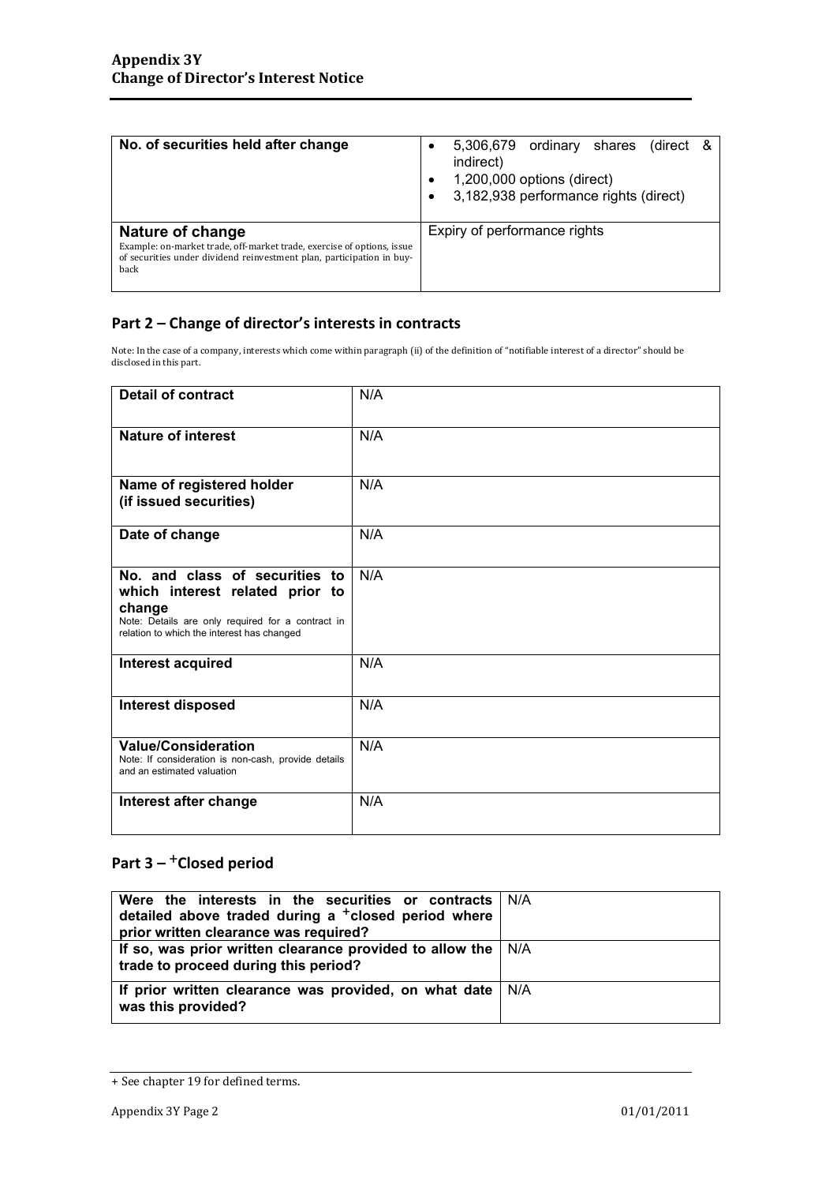## Appendix 3Y
## Change of Director's Interest Notice

| | |
|---|---|
| **No. of securities held after change** | • 5,306,679 ordinary shares (direct & indirect)<br>• 1,200,000 options (direct)<br>• 3,182,938 performance rights (direct) |
| **Nature of change**<br>Example: on-market trade, off-market trade, exercise of options, issue of securities under dividend reinvestment plan, participation in buy-back | Expiry of performance rights |

## Part 2 – Change of director's interests in contracts

Note: In the case of a company, interests which come within paragraph (ii) of the definition of "notifiable interest of a director" should be disclosed in this part.

| | |
|---|---|
| **Detail of contract** | N/A |
| **Nature of interest** | N/A |
| **Name of registered holder (if issued securities)** | N/A |
| **Date of change** | N/A |
| **No. and class of securities to which interest related prior to change**<br>Note: Details are only required for a contract in relation to which the interest has changed | N/A |
| **Interest acquired** | N/A |
| **Interest disposed** | N/A |
| **Value/Consideration**<br>Note: If consideration is non-cash, provide details and an estimated valuation | N/A |
| **Interest after change** | N/A |

## Part 3 – +Closed period

| | |
|---|---|
| **Were the interests in the securities or contracts detailed above traded during a +closed period where prior written clearance was required?** | N/A |
| **If so, was prior written clearance provided to allow the trade to proceed during this period?** | N/A |
| **If prior written clearance was provided, on what date was this provided?** | N/A |

+ See chapter 19 for defined terms.